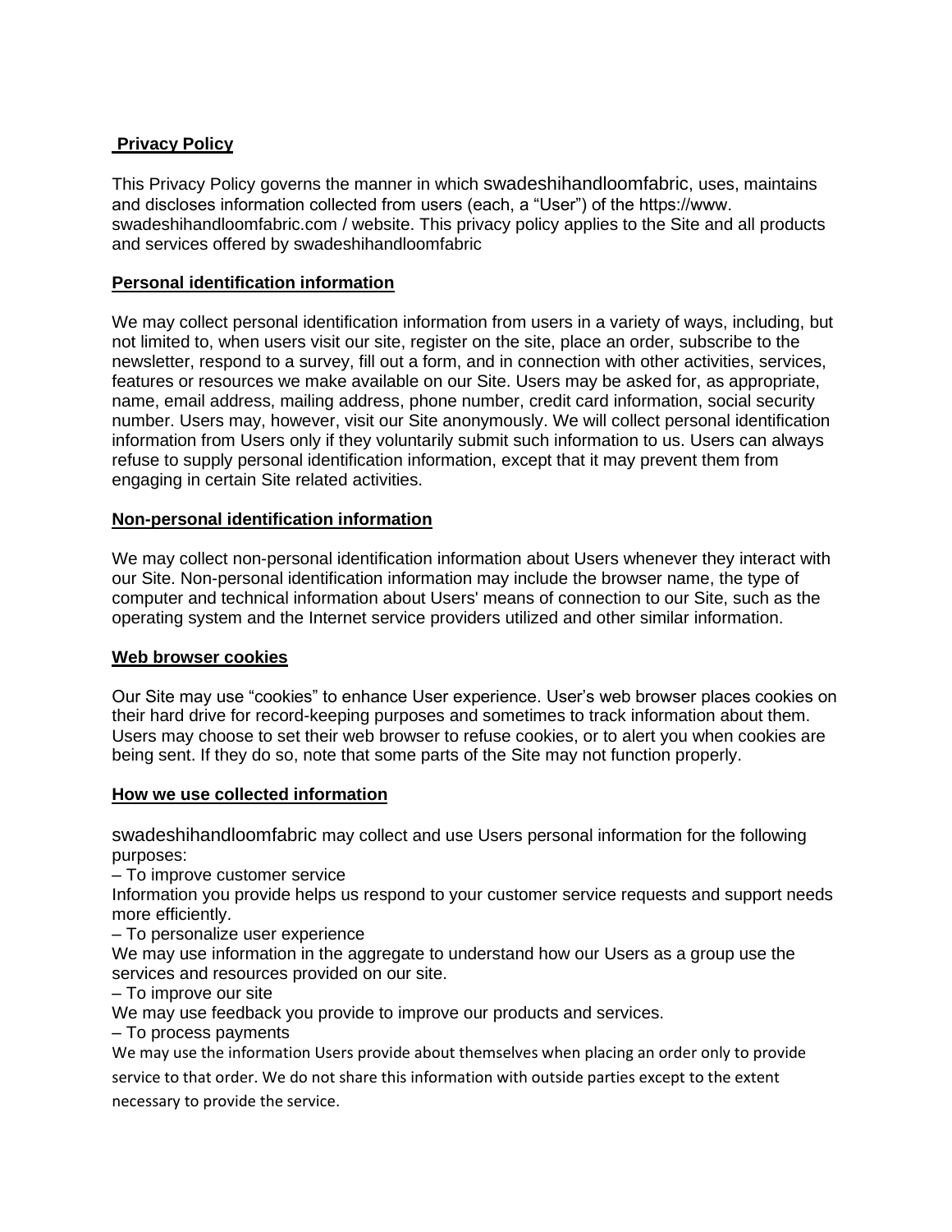## **Privacy Policy**

This Privacy Policy governs the manner in which swadeshihandloomfabric, uses, maintains and discloses information collected from users (each, a "User") of the https://www. swadeshihandloomfabric.com / website. This privacy policy applies to the Site and all products and services offered by swadeshihandloomfabric

### **Personal identification information**

We may collect personal identification information from users in a variety of ways, including, but not limited to, when users visit our site, register on the site, place an order, subscribe to the newsletter, respond to a survey, fill out a form, and in connection with other activities, services, features or resources we make available on our Site. Users may be asked for, as appropriate, name, email address, mailing address, phone number, credit card information, social security number. Users may, however, visit our Site anonymously. We will collect personal identification information from Users only if they voluntarily submit such information to us. Users can always refuse to supply personal identification information, except that it may prevent them from engaging in certain Site related activities.

### **Non-personal identification information**

We may collect non-personal identification information about Users whenever they interact with our Site. Non-personal identification information may include the browser name, the type of computer and technical information about Users' means of connection to our Site, such as the operating system and the Internet service providers utilized and other similar information.

### **Web browser cookies**

Our Site may use "cookies" to enhance User experience. User's web browser places cookies on their hard drive for record-keeping purposes and sometimes to track information about them. Users may choose to set their web browser to refuse cookies, or to alert you when cookies are being sent. If they do so, note that some parts of the Site may not function properly.

### **How we use collected information**

swadeshihandloomfabric may collect and use Users personal information for the following purposes:

– To improve customer service
Information you provide helps us respond to your customer service requests and support needs more efficiently.

– To personalize user experience
We may use information in the aggregate to understand how our Users as a group use the services and resources provided on our site.

– To improve our site
We may use feedback you provide to improve our products and services.

– To process payments
We may use the information Users provide about themselves when placing an order only to provide service to that order. We do not share this information with outside parties except to the extent necessary to provide the service.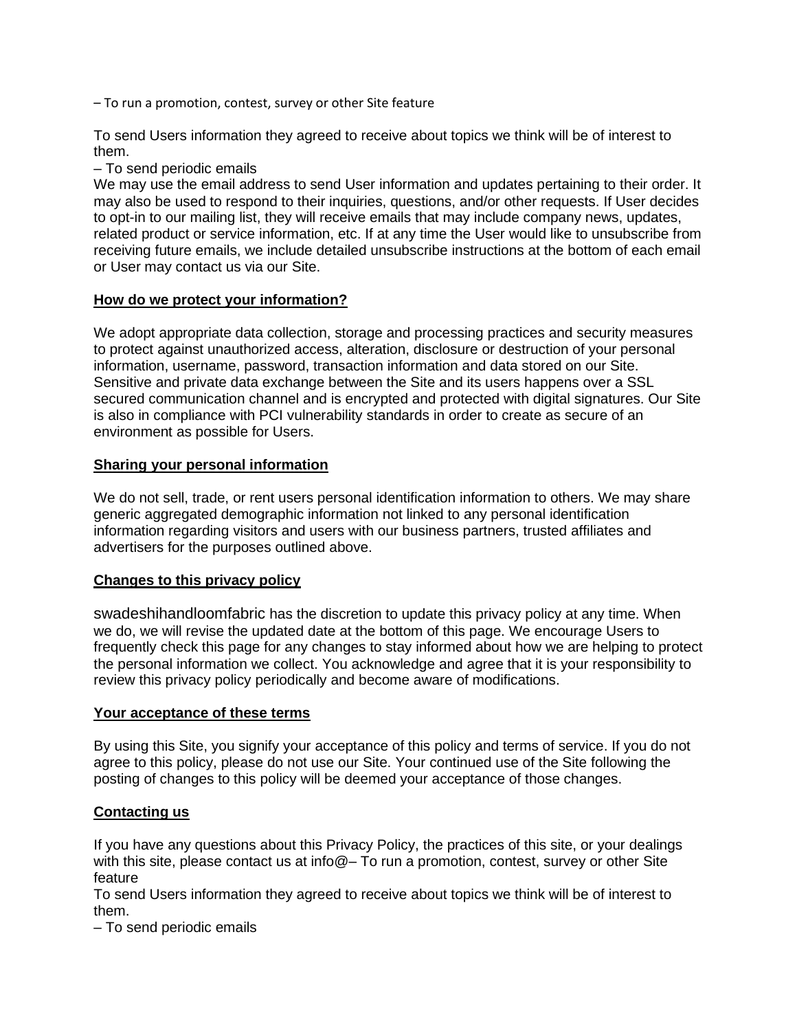– To run a promotion, contest, survey or other Site feature

To send Users information they agreed to receive about topics we think will be of interest to them.

– To send periodic emails

We may use the email address to send User information and updates pertaining to their order. It may also be used to respond to their inquiries, questions, and/or other requests. If User decides to opt-in to our mailing list, they will receive emails that may include company news, updates, related product or service information, etc. If at any time the User would like to unsubscribe from receiving future emails, we include detailed unsubscribe instructions at the bottom of each email or User may contact us via our Site.

## How do we protect your information?

We adopt appropriate data collection, storage and processing practices and security measures to protect against unauthorized access, alteration, disclosure or destruction of your personal information, username, password, transaction information and data stored on our Site. Sensitive and private data exchange between the Site and its users happens over a SSL secured communication channel and is encrypted and protected with digital signatures. Our Site is also in compliance with PCI vulnerability standards in order to create as secure of an environment as possible for Users.

## Sharing your personal information

We do not sell, trade, or rent users personal identification information to others. We may share generic aggregated demographic information not linked to any personal identification information regarding visitors and users with our business partners, trusted affiliates and advertisers for the purposes outlined above.

## Changes to this privacy policy

swadeshihandloomfabric has the discretion to update this privacy policy at any time. When we do, we will revise the updated date at the bottom of this page. We encourage Users to frequently check this page for any changes to stay informed about how we are helping to protect the personal information we collect. You acknowledge and agree that it is your responsibility to review this privacy policy periodically and become aware of modifications.

## Your acceptance of these terms

By using this Site, you signify your acceptance of this policy and terms of service. If you do not agree to this policy, please do not use our Site. Your continued use of the Site following the posting of changes to this policy will be deemed your acceptance of those changes.

## Contacting us

If you have any questions about this Privacy Policy, the practices of this site, or your dealings with this site, please contact us at info@– To run a promotion, contest, survey or other Site feature

To send Users information they agreed to receive about topics we think will be of interest to them.

– To send periodic emails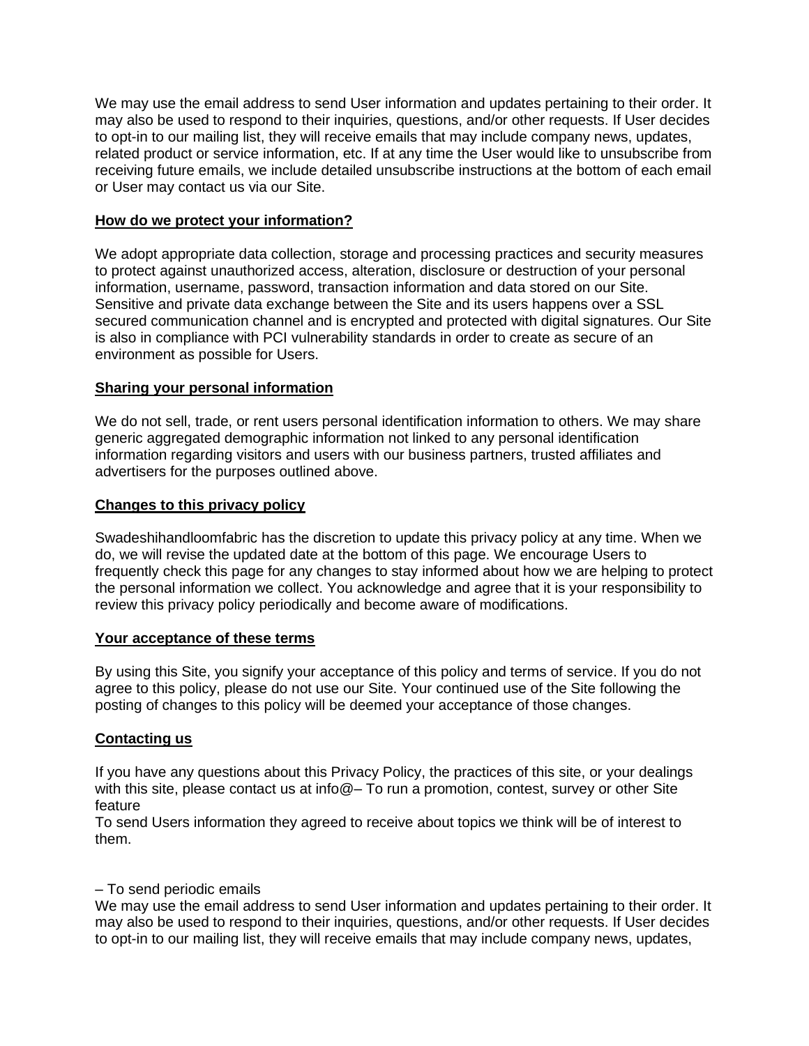We may use the email address to send User information and updates pertaining to their order. It may also be used to respond to their inquiries, questions, and/or other requests. If User decides to opt-in to our mailing list, they will receive emails that may include company news, updates, related product or service information, etc. If at any time the User would like to unsubscribe from receiving future emails, we include detailed unsubscribe instructions at the bottom of each email or User may contact us via our Site.

## How do we protect your information?

We adopt appropriate data collection, storage and processing practices and security measures to protect against unauthorized access, alteration, disclosure or destruction of your personal information, username, password, transaction information and data stored on our Site. Sensitive and private data exchange between the Site and its users happens over a SSL secured communication channel and is encrypted and protected with digital signatures. Our Site is also in compliance with PCI vulnerability standards in order to create as secure of an environment as possible for Users.

## Sharing your personal information

We do not sell, trade, or rent users personal identification information to others. We may share generic aggregated demographic information not linked to any personal identification information regarding visitors and users with our business partners, trusted affiliates and advertisers for the purposes outlined above.

## Changes to this privacy policy

Swadeshihandloomfabric has the discretion to update this privacy policy at any time. When we do, we will revise the updated date at the bottom of this page. We encourage Users to frequently check this page for any changes to stay informed about how we are helping to protect the personal information we collect. You acknowledge and agree that it is your responsibility to review this privacy policy periodically and become aware of modifications.

## Your acceptance of these terms

By using this Site, you signify your acceptance of this policy and terms of service. If you do not agree to this policy, please do not use our Site. Your continued use of the Site following the posting of changes to this policy will be deemed your acceptance of those changes.

## Contacting us

If you have any questions about this Privacy Policy, the practices of this site, or your dealings with this site, please contact us at info@– To run a promotion, contest, survey or other Site feature
To send Users information they agreed to receive about topics we think will be of interest to them.

– To send periodic emails
We may use the email address to send User information and updates pertaining to their order. It may also be used to respond to their inquiries, questions, and/or other requests. If User decides to opt-in to our mailing list, they will receive emails that may include company news, updates,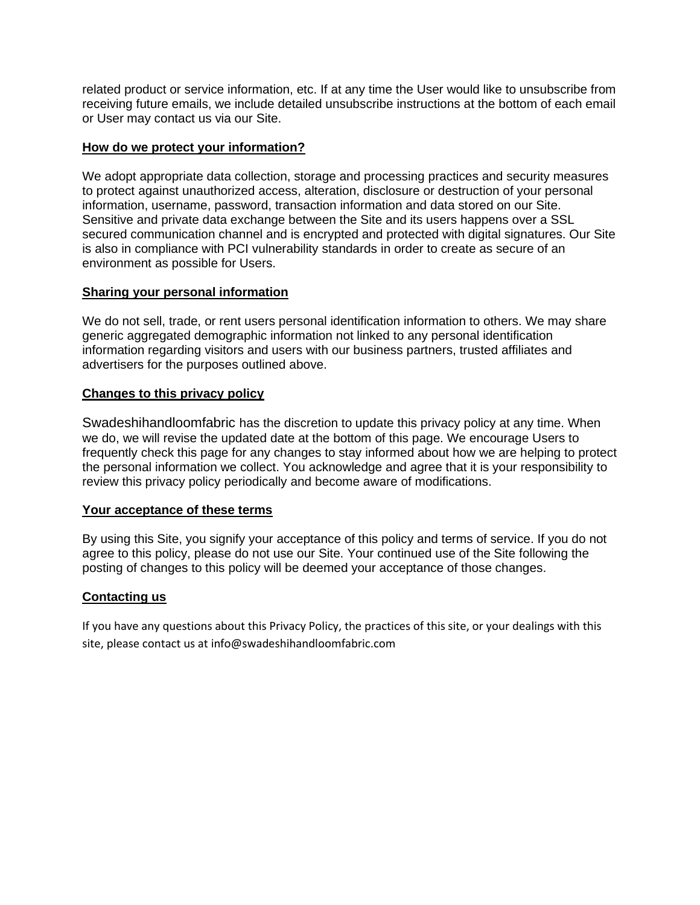related product or service information, etc. If at any time the User would like to unsubscribe from receiving future emails, we include detailed unsubscribe instructions at the bottom of each email or User may contact us via our Site.

## How do we protect your information?

We adopt appropriate data collection, storage and processing practices and security measures to protect against unauthorized access, alteration, disclosure or destruction of your personal information, username, password, transaction information and data stored on our Site. Sensitive and private data exchange between the Site and its users happens over a SSL secured communication channel and is encrypted and protected with digital signatures. Our Site is also in compliance with PCI vulnerability standards in order to create as secure of an environment as possible for Users.

## Sharing your personal information

We do not sell, trade, or rent users personal identification information to others. We may share generic aggregated demographic information not linked to any personal identification information regarding visitors and users with our business partners, trusted affiliates and advertisers for the purposes outlined above.

## Changes to this privacy policy

Swadeshihandloomfabric has the discretion to update this privacy policy at any time. When we do, we will revise the updated date at the bottom of this page. We encourage Users to frequently check this page for any changes to stay informed about how we are helping to protect the personal information we collect. You acknowledge and agree that it is your responsibility to review this privacy policy periodically and become aware of modifications.

## Your acceptance of these terms

By using this Site, you signify your acceptance of this policy and terms of service. If you do not agree to this policy, please do not use our Site. Your continued use of the Site following the posting of changes to this policy will be deemed your acceptance of those changes.

## Contacting us

If you have any questions about this Privacy Policy, the practices of this site, or your dealings with this site, please contact us at info@swadeshihandloomfabric.com